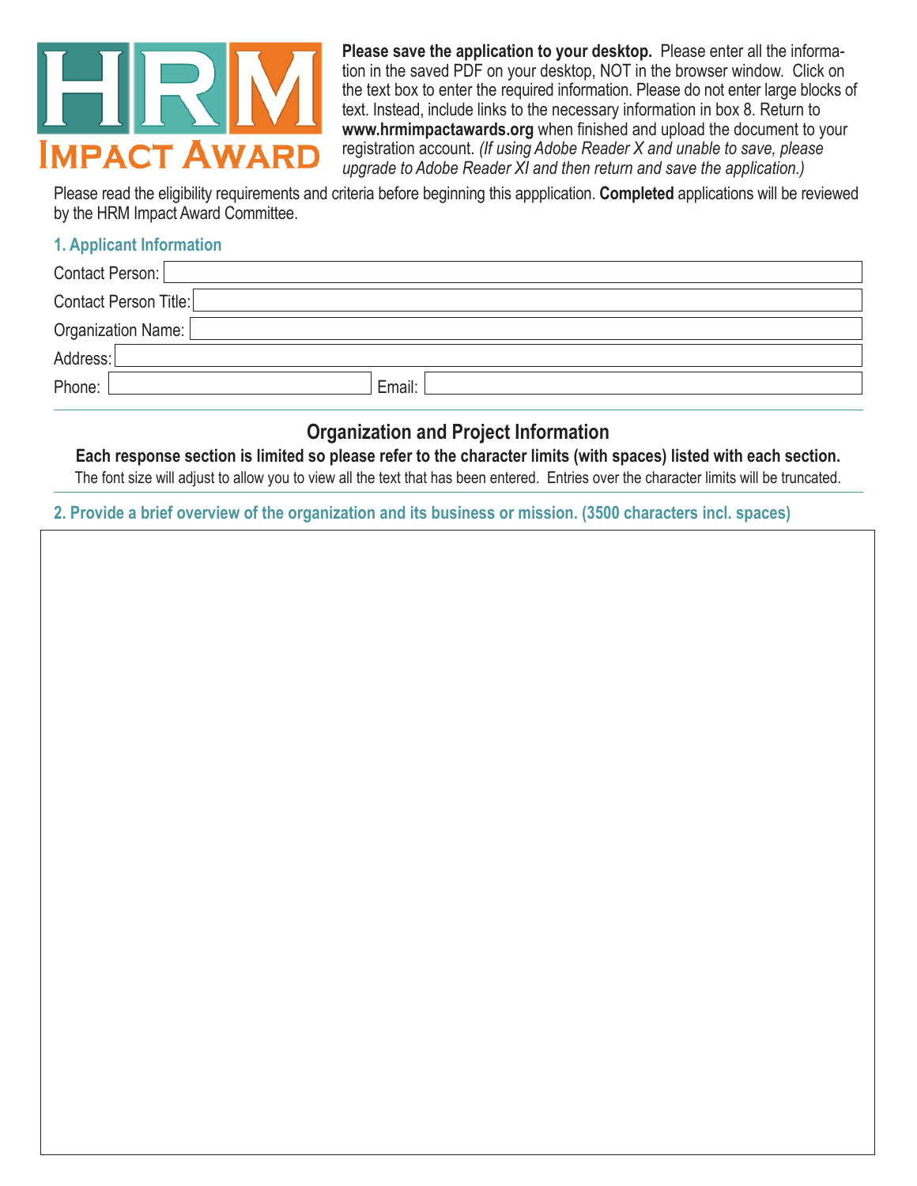# HRM Impact Award

**Please save the application to your desktop.** Please enter all the information in the saved PDF on your desktop, NOT in the browser window. Click on the text box to enter the required information. Please do not enter large blocks of text. Instead, include links to the necessary information in box 8. Return to **www.hrmimpactawards.org** when finished and upload the document to your registration account. *(If using Adobe Reader X and unable to save, please upgrade to Adobe Reader XI and then return and save the application.)*

Please read the eligibility requirements and criteria before beginning this appplication. **Completed** applications will be reviewed by the HRM Impact Award Committee.

### 1. Applicant Information

Contact Person:

Contact Person Title:

Organization Name:

Address:

Phone: Email:

## Organization and Project Information

**Each response section is limited so please refer to the character limits (with spaces) listed with each section.**

The font size will adjust to allow you to view all the text that has been entered. Entries over the character limits will be truncated.

### 2. Provide a brief overview of the organization and its business or mission. (3500 characters incl. spaces)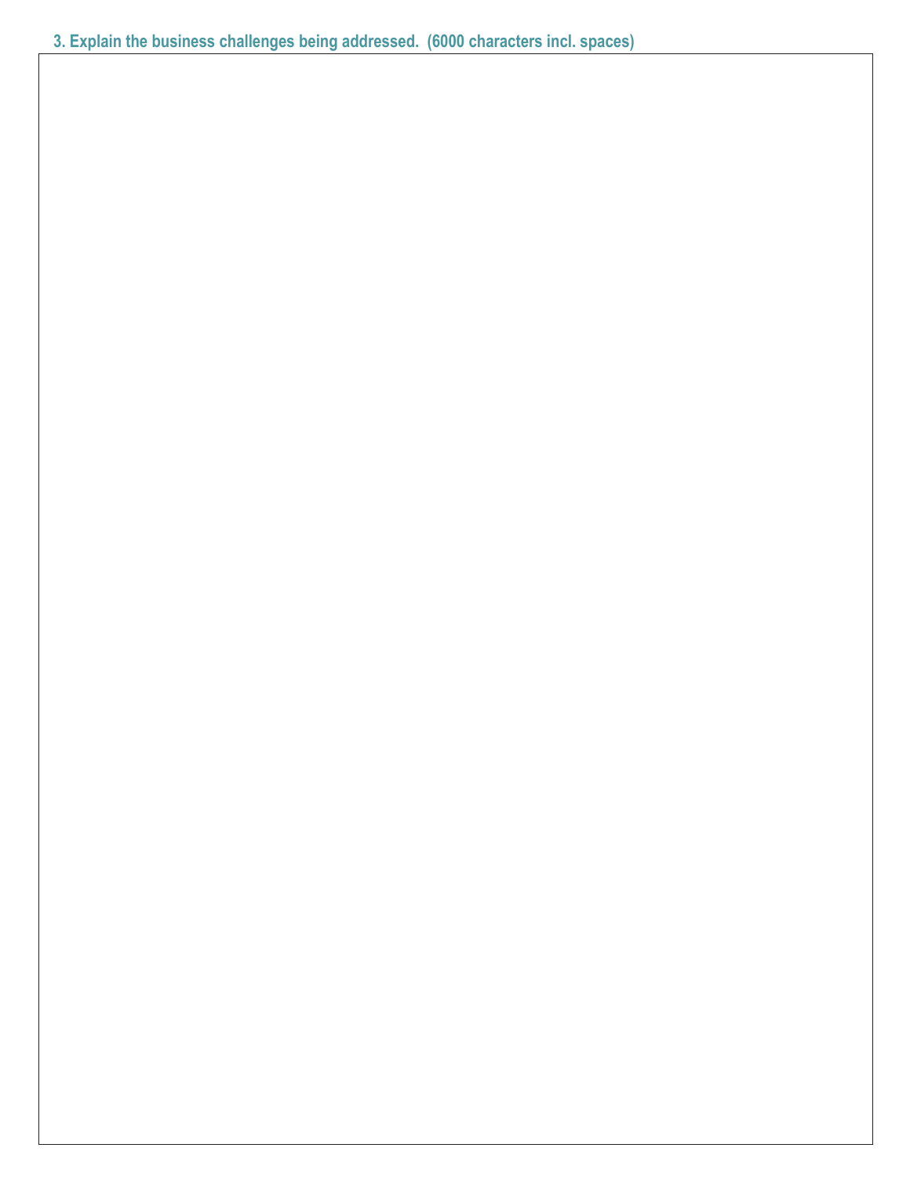### 3. Explain the business challenges being addressed. (6000 characters incl. spaces)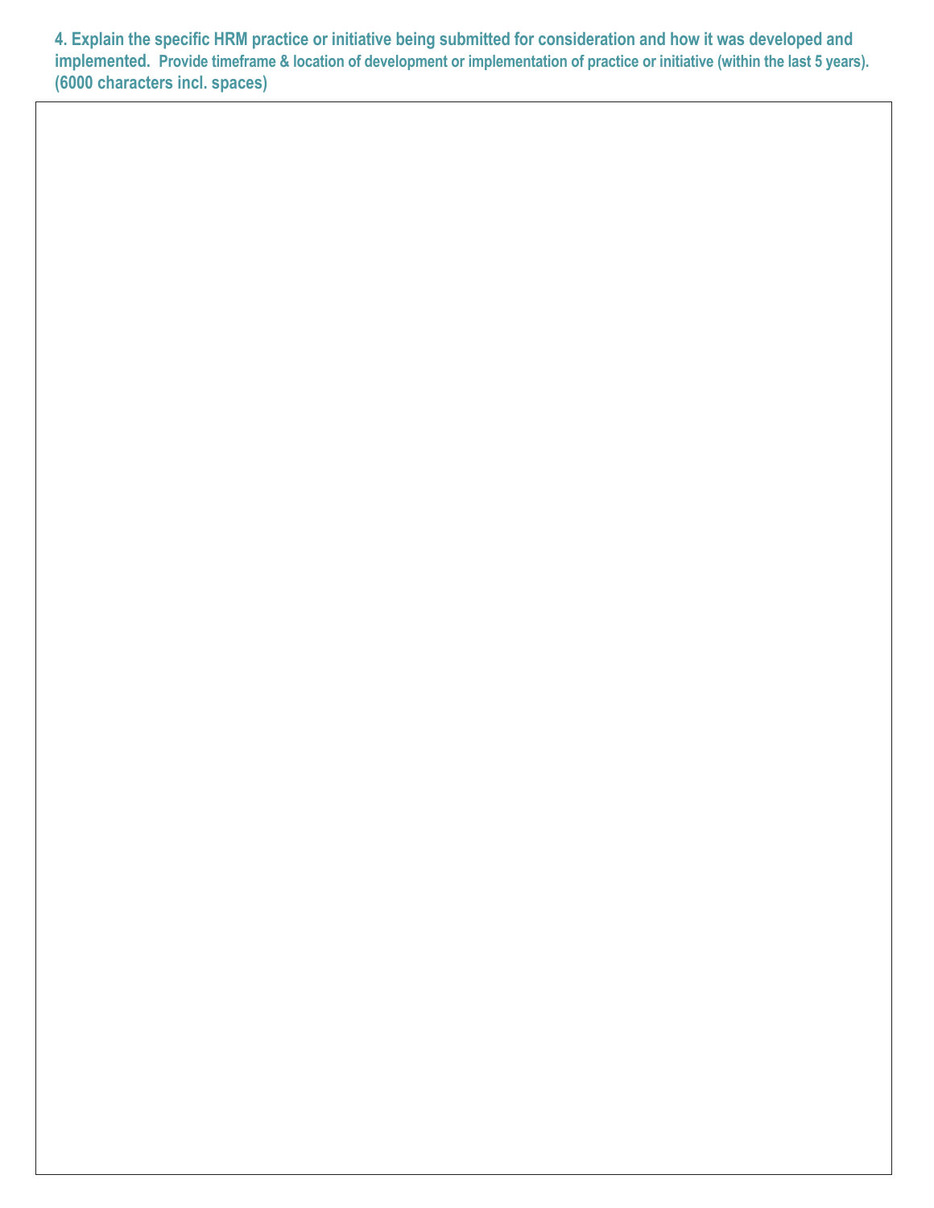**4. Explain the specific HRM practice or initiative being submitted for consideration and how it was developed and implemented.** **Provide timeframe & location of development or implementation of practice or initiative (within the last 5 years). (6000 characters incl. spaces)**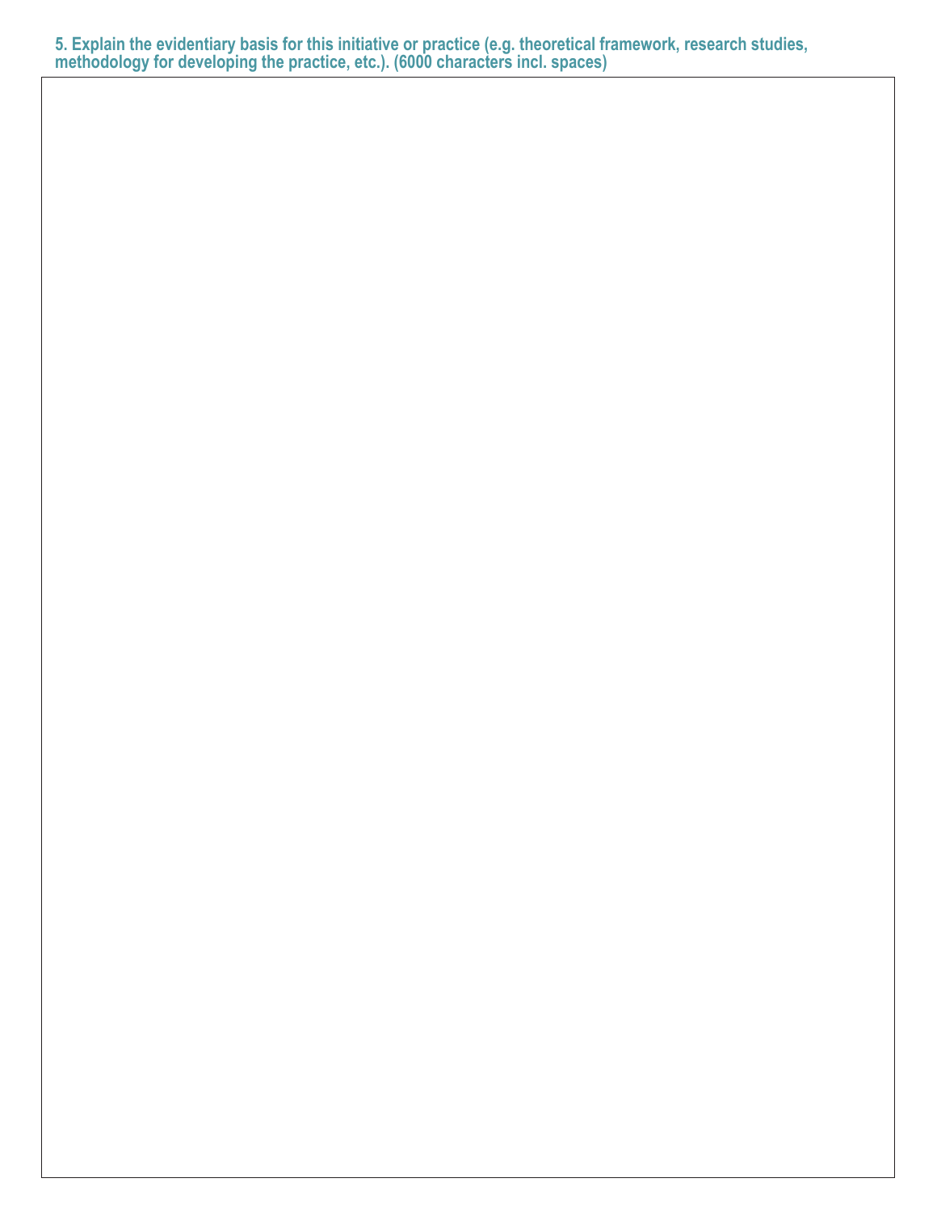**5. Explain the evidentiary basis for this initiative or practice (e.g. theoretical framework, research studies, methodology for developing the practice, etc.). (6000 characters incl. spaces)**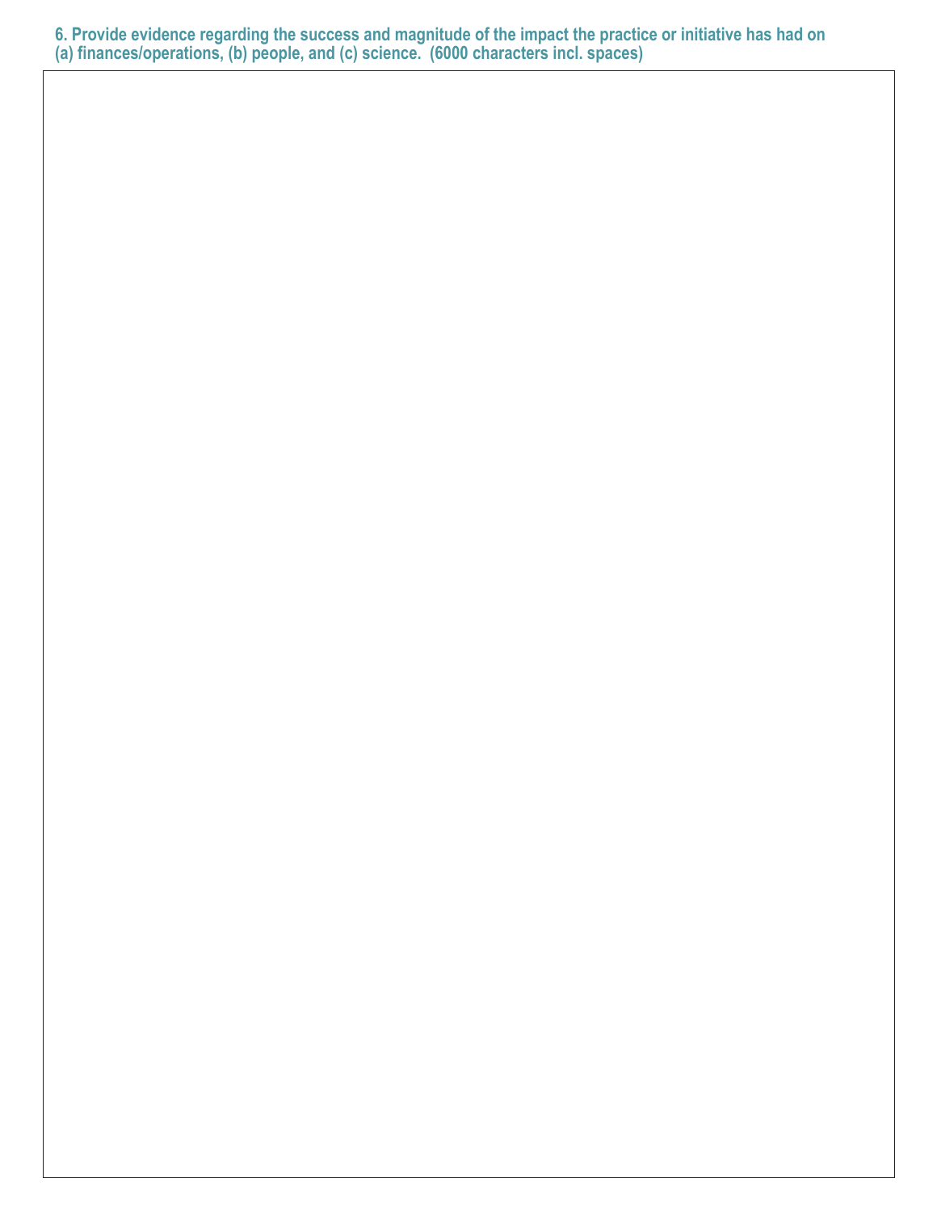**6. Provide evidence regarding the success and magnitude of the impact the practice or initiative has had on (a) finances/operations, (b) people, and (c) science. (6000 characters incl. spaces)**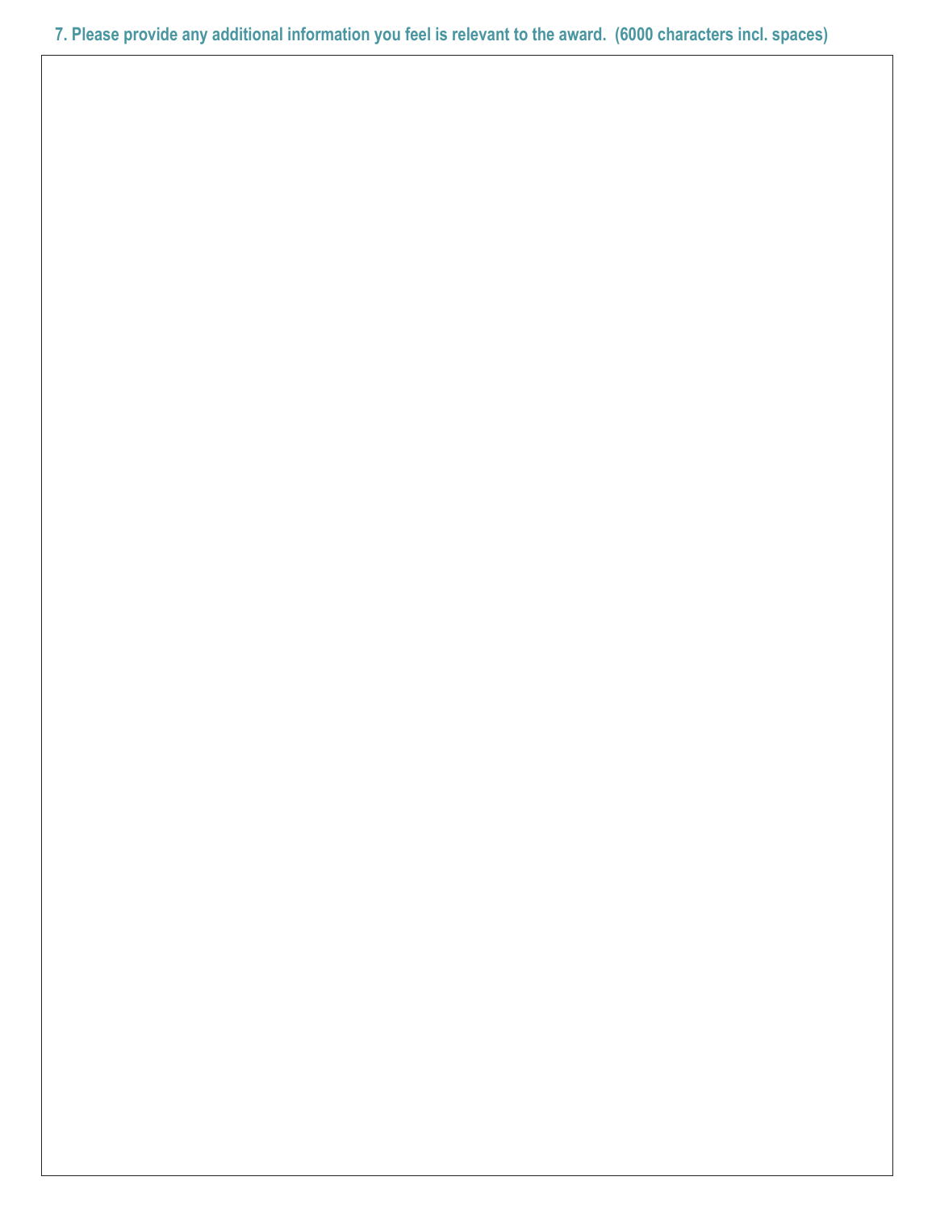**7. Please provide any additional information you feel is relevant to the award. (6000 characters incl. spaces)**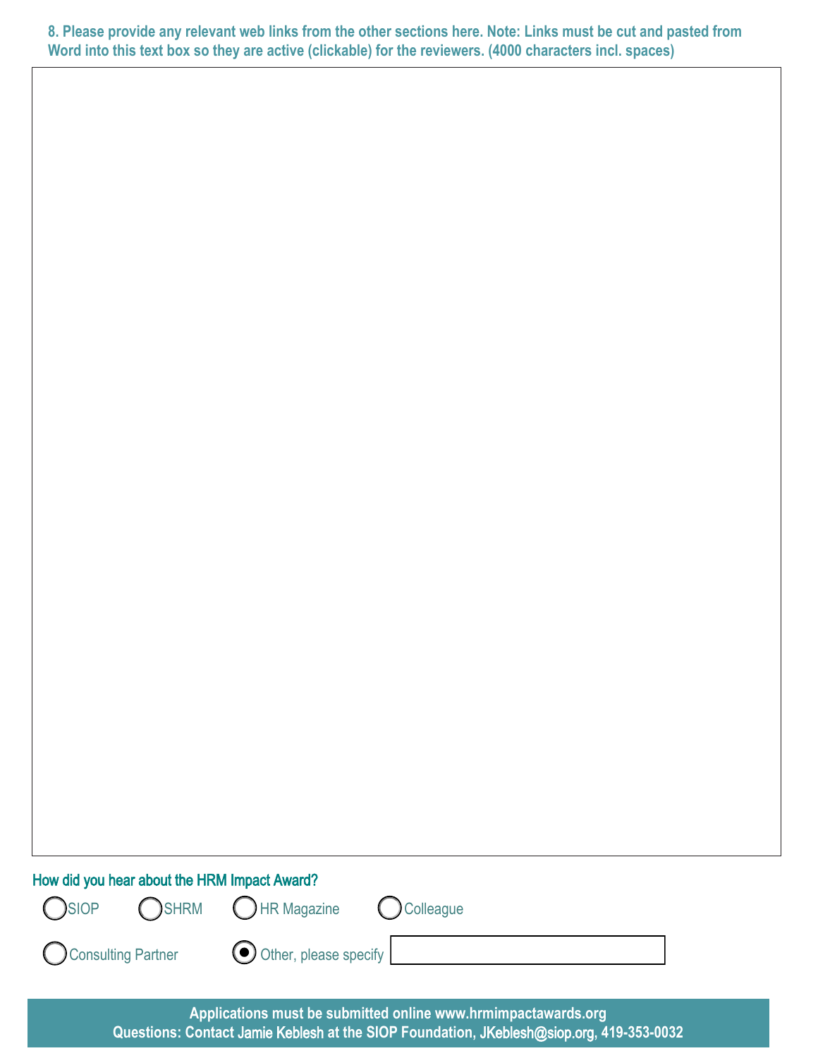**8. Please provide any relevant web links from the other sections here. Note: Links must be cut and pasted from Word into this text box so they are active (clickable) for the reviewers. (4000 characters incl. spaces)**

How did you hear about the HRM Impact Award?

- ○ SIOP
- ○ SHRM
- ○ HR Magazine
- ○ Colleague
- ○ Consulting Partner
- ◉ Other, please specify

**Applications must be submitted online www.hrmimpactawards.org**
**Questions: Contact Jamie Keblesh at the SIOP Foundation, JKeblesh@siop.org, 419-353-0032**